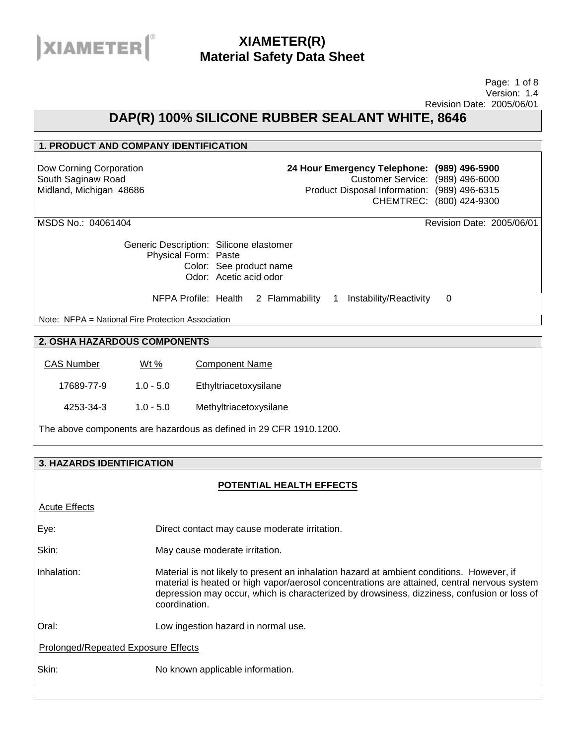# XIAMETER(R) Material Safety Data Sheet

Version: 1.4
Revision Date: 2005/06/01

## DAP(R) 100% SILICONE RUBBER SEALANT WHITE, 8646

### 1. PRODUCT AND COMPANY IDENTIFICATION

Dow Corning Corporation
South Saginaw Road
Midland, Michigan 48686

**24 Hour Emergency Telephone: (989) 496-5900**
Customer Service: (989) 496-6000
Product Disposal Information: (989) 496-6315
CHEMTREC: (800) 424-9300

MSDS No.: 04061404

Revision Date: 2005/06/01

Generic Description: Silicone elastomer
Physical Form: Paste
Color: See product name
Odor: Acetic acid odor

NFPA Profile: Health 2 Flammability 1 Instability/Reactivity 0

Note: NFPA = National Fire Protection Association

### 2. OSHA HAZARDOUS COMPONENTS

| CAS Number | Wt % | Component Name |
|---|---|---|
| 17689-77-9 | 1.0 - 5.0 | Ethyltriacetoxysilane |
| 4253-34-3 | 1.0 - 5.0 | Methyltriacetoxysilane |

The above components are hazardous as defined in 29 CFR 1910.1200.

### 3. HAZARDS IDENTIFICATION

#### POTENTIAL HEALTH EFFECTS

Acute Effects

Eye: Direct contact may cause moderate irritation.

Skin: May cause moderate irritation.

Inhalation: Material is not likely to present an inhalation hazard at ambient conditions. However, if material is heated or high vapor/aerosol concentrations are attained, central nervous system depression may occur, which is characterized by drowsiness, dizziness, confusion or loss of coordination.

Oral: Low ingestion hazard in normal use.

Prolonged/Repeated Exposure Effects

Skin: No known applicable information.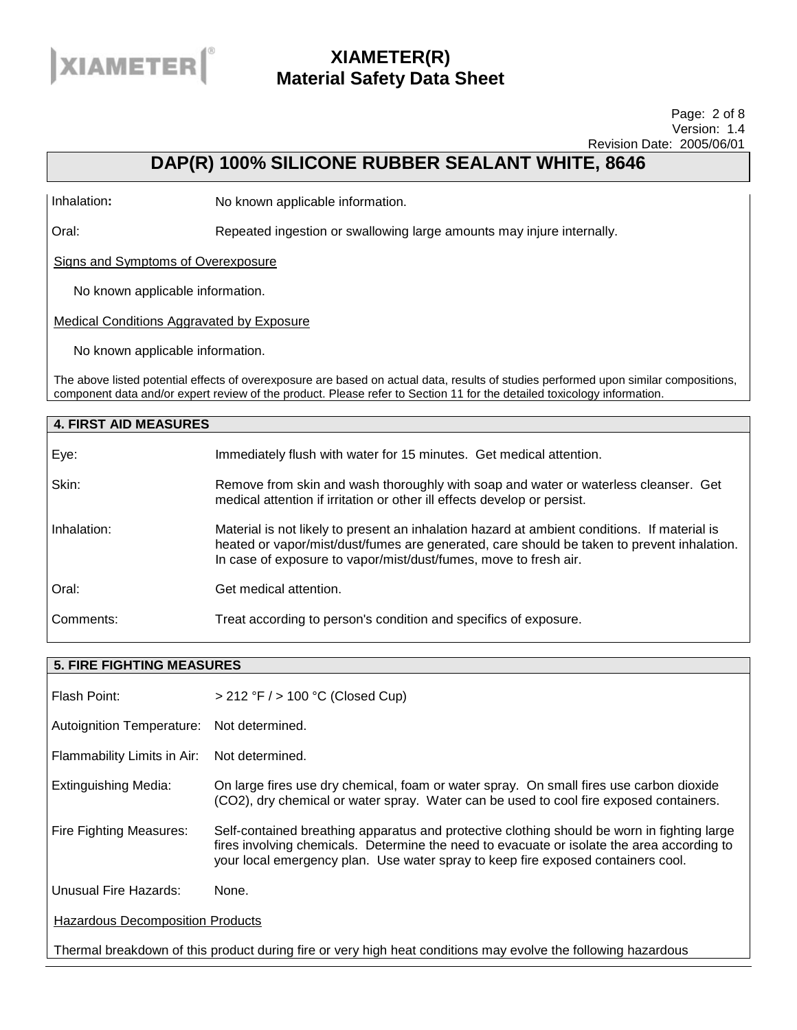Inhalation: No known applicable information.

Oral: Repeated ingestion or swallowing large amounts may injure internally.

Signs and Symptoms of Overexposure

No known applicable information.

Medical Conditions Aggravated by Exposure

No known applicable information.

The above listed potential effects of overexposure are based on actual data, results of studies performed upon similar compositions, component data and/or expert review of the product. Please refer to Section 11 for the detailed toxicology information.

## 4. FIRST AID MEASURES

Eye: Immediately flush with water for 15 minutes. Get medical attention.

Skin: Remove from skin and wash thoroughly with soap and water or waterless cleanser. Get medical attention if irritation or other ill effects develop or persist.

Inhalation: Material is not likely to present an inhalation hazard at ambient conditions. If material is heated or vapor/mist/dust/fumes are generated, care should be taken to prevent inhalation. In case of exposure to vapor/mist/dust/fumes, move to fresh air.

Oral: Get medical attention.

Comments: Treat according to person's condition and specifics of exposure.

## 5. FIRE FIGHTING MEASURES

Flash Point: > 212 °F / > 100 °C (Closed Cup)

Autoignition Temperature: Not determined.

Flammability Limits in Air: Not determined.

Extinguishing Media: On large fires use dry chemical, foam or water spray. On small fires use carbon dioxide ($CO_2$), dry chemical or water spray. Water can be used to cool fire exposed containers.

Fire Fighting Measures: Self-contained breathing apparatus and protective clothing should be worn in fighting large fires involving chemicals. Determine the need to evacuate or isolate the area according to your local emergency plan. Use water spray to keep fire exposed containers cool.

Unusual Fire Hazards: None.

Hazardous Decomposition Products

Thermal breakdown of this product during fire or very high heat conditions may evolve the following hazardous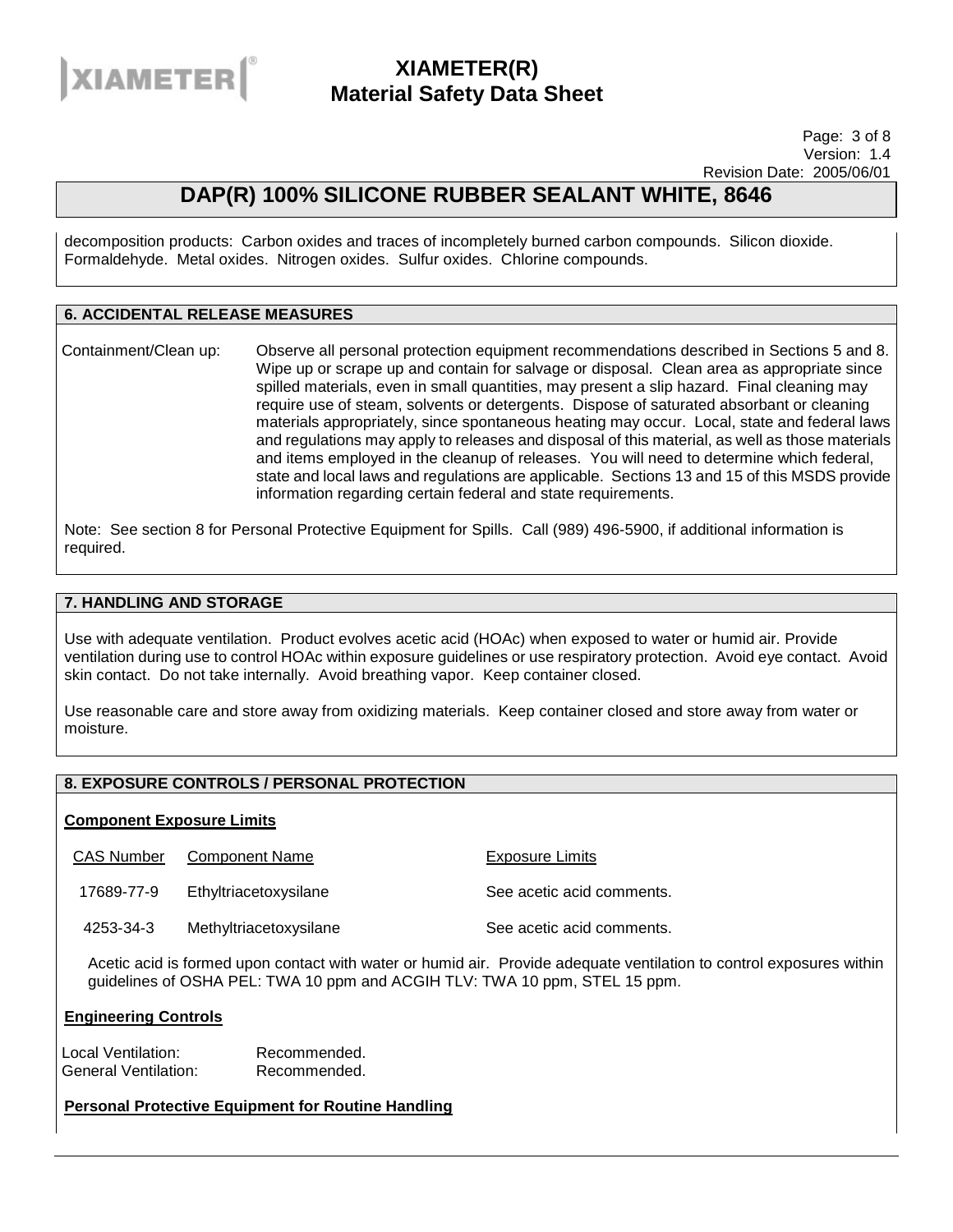decomposition products: Carbon oxides and traces of incompletely burned carbon compounds. Silicon dioxide. Formaldehyde. Metal oxides. Nitrogen oxides. Sulfur oxides. Chlorine compounds.

## 6. ACCIDENTAL RELEASE MEASURES

Containment/Clean up: Observe all personal protection equipment recommendations described in Sections 5 and 8. Wipe up or scrape up and contain for salvage or disposal. Clean area as appropriate since spilled materials, even in small quantities, may present a slip hazard. Final cleaning may require use of steam, solvents or detergents. Dispose of saturated absorbant or cleaning materials appropriately, since spontaneous heating may occur. Local, state and federal laws and regulations may apply to releases and disposal of this material, as well as those materials and items employed in the cleanup of releases. You will need to determine which federal, state and local laws and regulations are applicable. Sections 13 and 15 of this MSDS provide information regarding certain federal and state requirements.

Note: See section 8 for Personal Protective Equipment for Spills. Call (989) 496-5900, if additional information is required.

## 7. HANDLING AND STORAGE

Use with adequate ventilation. Product evolves acetic acid (HOAc) when exposed to water or humid air. Provide ventilation during use to control HOAc within exposure guidelines or use respiratory protection. Avoid eye contact. Avoid skin contact. Do not take internally. Avoid breathing vapor. Keep container closed.

Use reasonable care and store away from oxidizing materials. Keep container closed and store away from water or moisture.

## 8. EXPOSURE CONTROLS / PERSONAL PROTECTION

**Component Exposure Limits**

| CAS Number | Component Name | Exposure Limits |
|---|---|---|
| 17689-77-9 | Ethyltriacetoxysilane | See acetic acid comments. |
| 4253-34-3 | Methyltriacetoxysilane | See acetic acid comments. |

Acetic acid is formed upon contact with water or humid air. Provide adequate ventilation to control exposures within guidelines of OSHA PEL: TWA 10 ppm and ACGIH TLV: TWA 10 ppm, STEL 15 ppm.

**Engineering Controls**

Local Ventilation: Recommended.
General Ventilation: Recommended.

**Personal Protective Equipment for Routine Handling**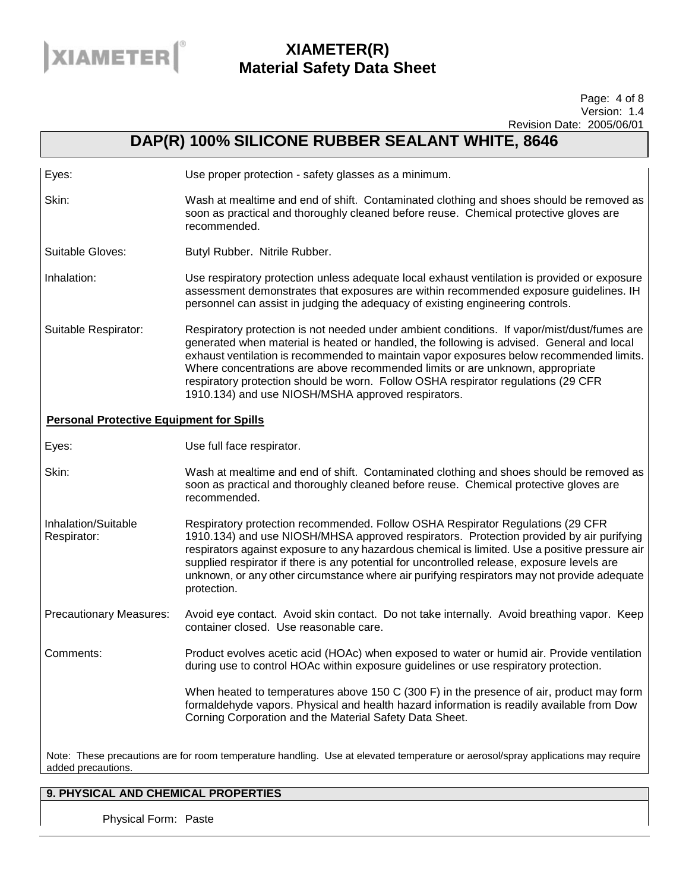| | |
|---|---|
| Eyes: | Use proper protection - safety glasses as a minimum. |
| Skin: | Wash at mealtime and end of shift. Contaminated clothing and shoes should be removed as soon as practical and thoroughly cleaned before reuse. Chemical protective gloves are recommended. |
| Suitable Gloves: | Butyl Rubber. Nitrile Rubber. |
| Inhalation: | Use respiratory protection unless adequate local exhaust ventilation is provided or exposure assessment demonstrates that exposures are within recommended exposure guidelines. IH personnel can assist in judging the adequacy of existing engineering controls. |
| Suitable Respirator: | Respiratory protection is not needed under ambient conditions. If vapor/mist/dust/fumes are generated when material is heated or handled, the following is advised. General and local exhaust ventilation is recommended to maintain vapor exposures below recommended limits. Where concentrations are above recommended limits or are unknown, appropriate respiratory protection should be worn. Follow OSHA respirator regulations (29 CFR 1910.134) and use NIOSH/MSHA approved respirators. |

**Personal Protective Equipment for Spills**

| | |
|---|---|
| Eyes: | Use full face respirator. |
| Skin: | Wash at mealtime and end of shift. Contaminated clothing and shoes should be removed as soon as practical and thoroughly cleaned before reuse. Chemical protective gloves are recommended. |
| Inhalation/Suitable Respirator: | Respiratory protection recommended. Follow OSHA Respirator Regulations (29 CFR 1910.134) and use NIOSH/MHSA approved respirators. Protection provided by air purifying respirators against exposure to any hazardous chemical is limited. Use a positive pressure air supplied respirator if there is any potential for uncontrolled release, exposure levels are unknown, or any other circumstance where air purifying respirators may not provide adequate protection. |
| Precautionary Measures: | Avoid eye contact. Avoid skin contact. Do not take internally. Avoid breathing vapor. Keep container closed. Use reasonable care. |
| Comments: | Product evolves acetic acid (HOAc) when exposed to water or humid air. Provide ventilation during use to control HOAc within exposure guidelines or use respiratory protection. |
| | When heated to temperatures above 150 C (300 F) in the presence of air, product may form formaldehyde vapors. Physical and health hazard information is readily available from Dow Corning Corporation and the Material Safety Data Sheet. |

Note: These precautions are for room temperature handling. Use at elevated temperature or aerosol/spray applications may require added precautions.

## 9. PHYSICAL AND CHEMICAL PROPERTIES

Physical Form: Paste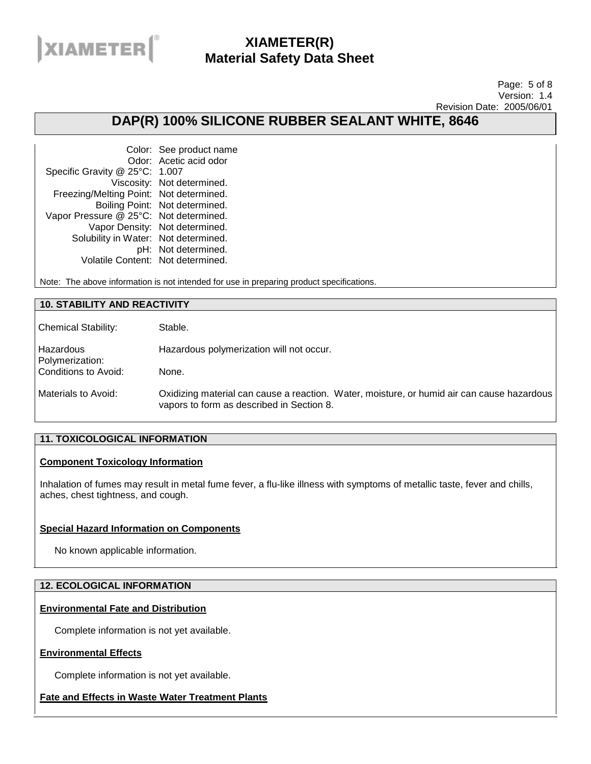# DAP(R) 100% SILICONE RUBBER SEALANT WHITE, 8646

| | |
|---|---|
| Color: | See product name |
| Odor: | Acetic acid odor |
| Specific Gravity @ 25°C: | 1.007 |
| Viscosity: | Not determined. |
| Freezing/Melting Point: | Not determined. |
| Boiling Point: | Not determined. |
| Vapor Pressure @ 25°C: | Not determined. |
| Vapor Density: | Not determined. |
| Solubility in Water: | Not determined. |
| pH: | Not determined. |
| Volatile Content: | Not determined. |

Note: The above information is not intended for use in preparing product specifications.

## 10. STABILITY AND REACTIVITY

| | |
|---|---|
| Chemical Stability: | Stable. |
| Hazardous Polymerization: | Hazardous polymerization will not occur. |
| Conditions to Avoid: | None. |
| Materials to Avoid: | Oxidizing material can cause a reaction. Water, moisture, or humid air can cause hazardous vapors to form as described in Section 8. |

## 11. TOXICOLOGICAL INFORMATION

**Component Toxicology Information**

Inhalation of fumes may result in metal fume fever, a flu-like illness with symptoms of metallic taste, fever and chills, aches, chest tightness, and cough.

**Special Hazard Information on Components**

No known applicable information.

## 12. ECOLOGICAL INFORMATION

**Environmental Fate and Distribution**

Complete information is not yet available.

**Environmental Effects**

Complete information is not yet available.

**Fate and Effects in Waste Water Treatment Plants**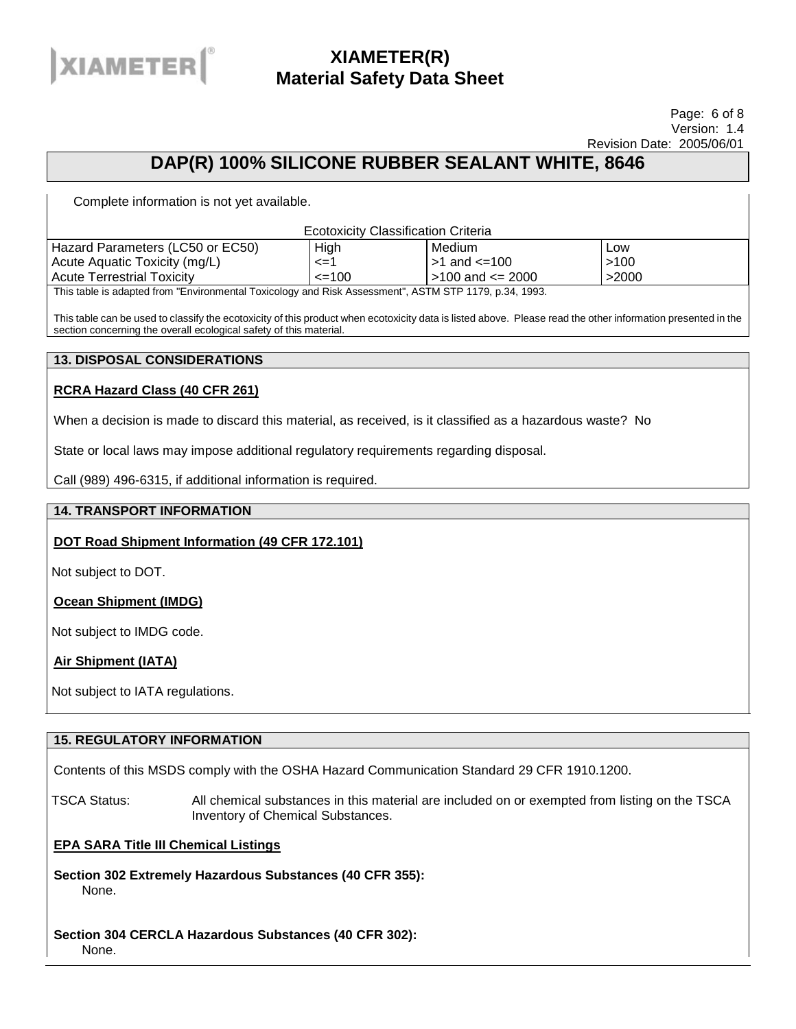Complete information is not yet available.

| Ecotoxicity Classification Criteria | | | |
|---|---|---|---|
| Hazard Parameters (LC50 or EC50) | High | Medium | Low |
| Acute Aquatic Toxicity (mg/L) | <=1 | >1 and <=100 | >100 |
| Acute Terrestrial Toxicity | <=100 | >100 and <= 2000 | >2000 |

This table is adapted from "Environmental Toxicology and Risk Assessment", ASTM STP 1179, p.34, 1993.

This table can be used to classify the ecotoxicity of this product when ecotoxicity data is listed above. Please read the other information presented in the section concerning the overall ecological safety of this material.

## 13. DISPOSAL CONSIDERATIONS

**RCRA Hazard Class (40 CFR 261)**

When a decision is made to discard this material, as received, is it classified as a hazardous waste? No

State or local laws may impose additional regulatory requirements regarding disposal.

Call (989) 496-6315, if additional information is required.

## 14. TRANSPORT INFORMATION

**DOT Road Shipment Information (49 CFR 172.101)**

Not subject to DOT.

**Ocean Shipment (IMDG)**

Not subject to IMDG code.

**Air Shipment (IATA)**

Not subject to IATA regulations.

## 15. REGULATORY INFORMATION

Contents of this MSDS comply with the OSHA Hazard Communication Standard 29 CFR 1910.1200.

TSCA Status: All chemical substances in this material are included on or exempted from listing on the TSCA Inventory of Chemical Substances.

**EPA SARA Title III Chemical Listings**

**Section 302 Extremely Hazardous Substances (40 CFR 355):**
None.

**Section 304 CERCLA Hazardous Substances (40 CFR 302):**
None.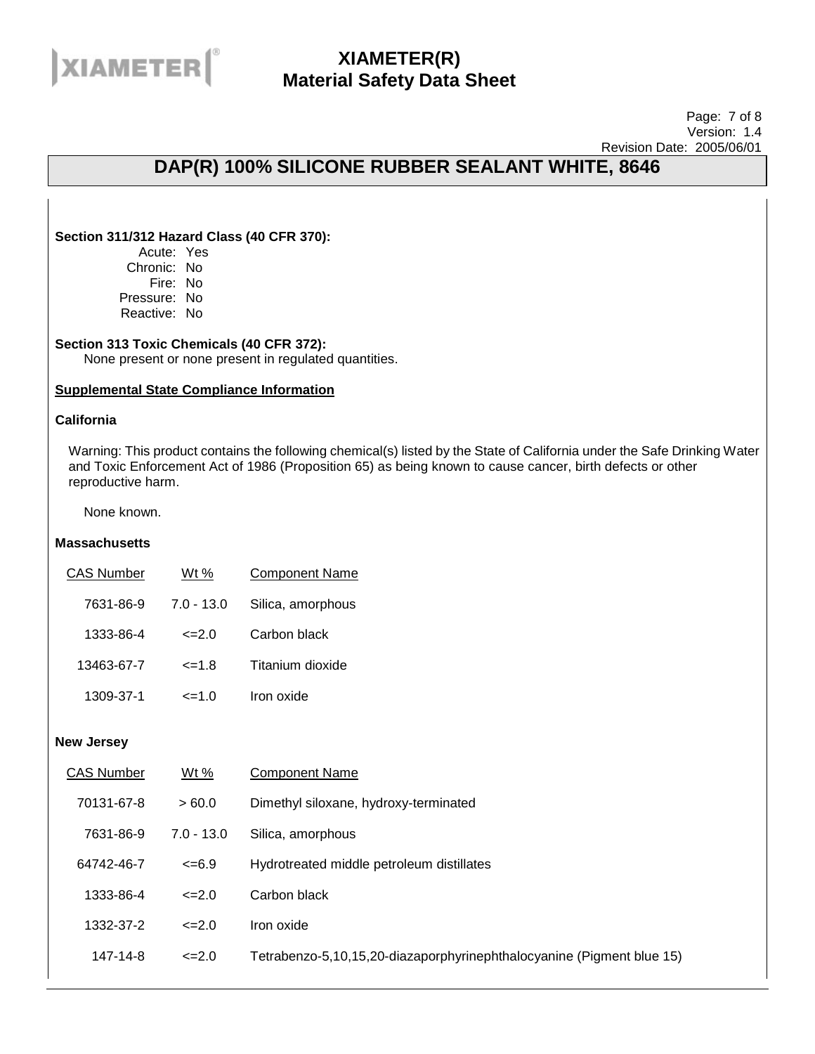## DAP(R) 100% SILICONE RUBBER SEALANT WHITE, 8646

**Section 311/312 Hazard Class (40 CFR 370):**

Acute: Yes
Chronic: No
Fire: No
Pressure: No
Reactive: No

**Section 313 Toxic Chemicals (40 CFR 372):**

None present or none present in regulated quantities.

**Supplemental State Compliance Information**

**California**

Warning: This product contains the following chemical(s) listed by the State of California under the Safe Drinking Water and Toxic Enforcement Act of 1986 (Proposition 65) as being known to cause cancer, birth defects or other reproductive harm.

None known.

**Massachusetts**

| CAS Number | Wt % | Component Name |
|---|---|---|
| 7631-86-9 | 7.0 - 13.0 | Silica, amorphous |
| 1333-86-4 | <=2.0 | Carbon black |
| 13463-67-7 | <=1.8 | Titanium dioxide |
| 1309-37-1 | <=1.0 | Iron oxide |

**New Jersey**

| CAS Number | Wt % | Component Name |
|---|---|---|
| 70131-67-8 | > 60.0 | Dimethyl siloxane, hydroxy-terminated |
| 7631-86-9 | 7.0 - 13.0 | Silica, amorphous |
| 64742-46-7 | <=6.9 | Hydrotreated middle petroleum distillates |
| 1333-86-4 | <=2.0 | Carbon black |
| 1332-37-2 | <=2.0 | Iron oxide |
| 147-14-8 | <=2.0 | Tetrabenzo-5,10,15,20-diazaporphyrinephthalocyanine (Pigment blue 15) |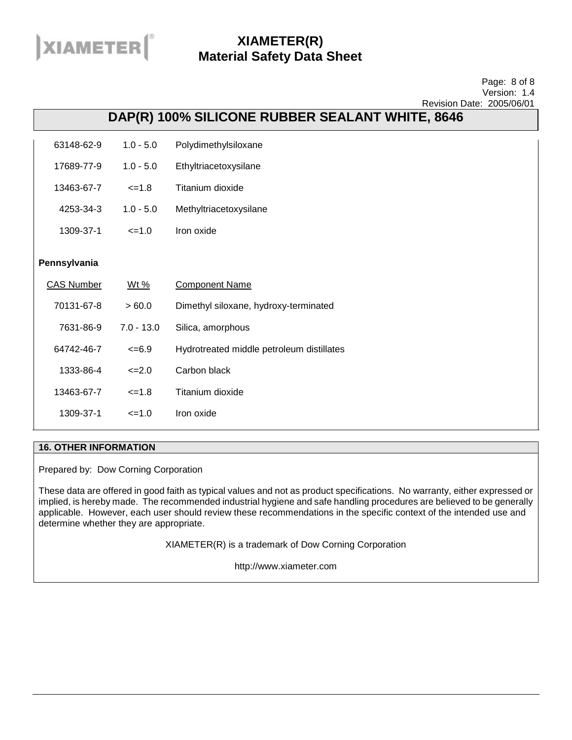# DAP(R) 100% SILICONE RUBBER SEALANT WHITE, 8646

| | | |
|---|---|---|
| 63148-62-9 | 1.0 - 5.0 | Polydimethylsiloxane |
| 17689-77-9 | 1.0 - 5.0 | Ethyltriacetoxysilane |
| 13463-67-7 | <=1.8 | Titanium dioxide |
| 4253-34-3 | 1.0 - 5.0 | Methyltriacetoxysilane |
| 1309-37-1 | <=1.0 | Iron oxide |

**Pennsylvania**

| CAS Number | Wt % | Component Name |
|---|---|---|
| 70131-67-8 | > 60.0 | Dimethyl siloxane, hydroxy-terminated |
| 7631-86-9 | 7.0 - 13.0 | Silica, amorphous |
| 64742-46-7 | <=6.9 | Hydrotreated middle petroleum distillates |
| 1333-86-4 | <=2.0 | Carbon black |
| 13463-67-7 | <=1.8 | Titanium dioxide |
| 1309-37-1 | <=1.0 | Iron oxide |

## 16. OTHER INFORMATION

Prepared by: Dow Corning Corporation

These data are offered in good faith as typical values and not as product specifications. No warranty, either expressed or implied, is hereby made. The recommended industrial hygiene and safe handling procedures are believed to be generally applicable. However, each user should review these recommendations in the specific context of the intended use and determine whether they are appropriate.

XIAMETER(R) is a trademark of Dow Corning Corporation

http://www.xiameter.com